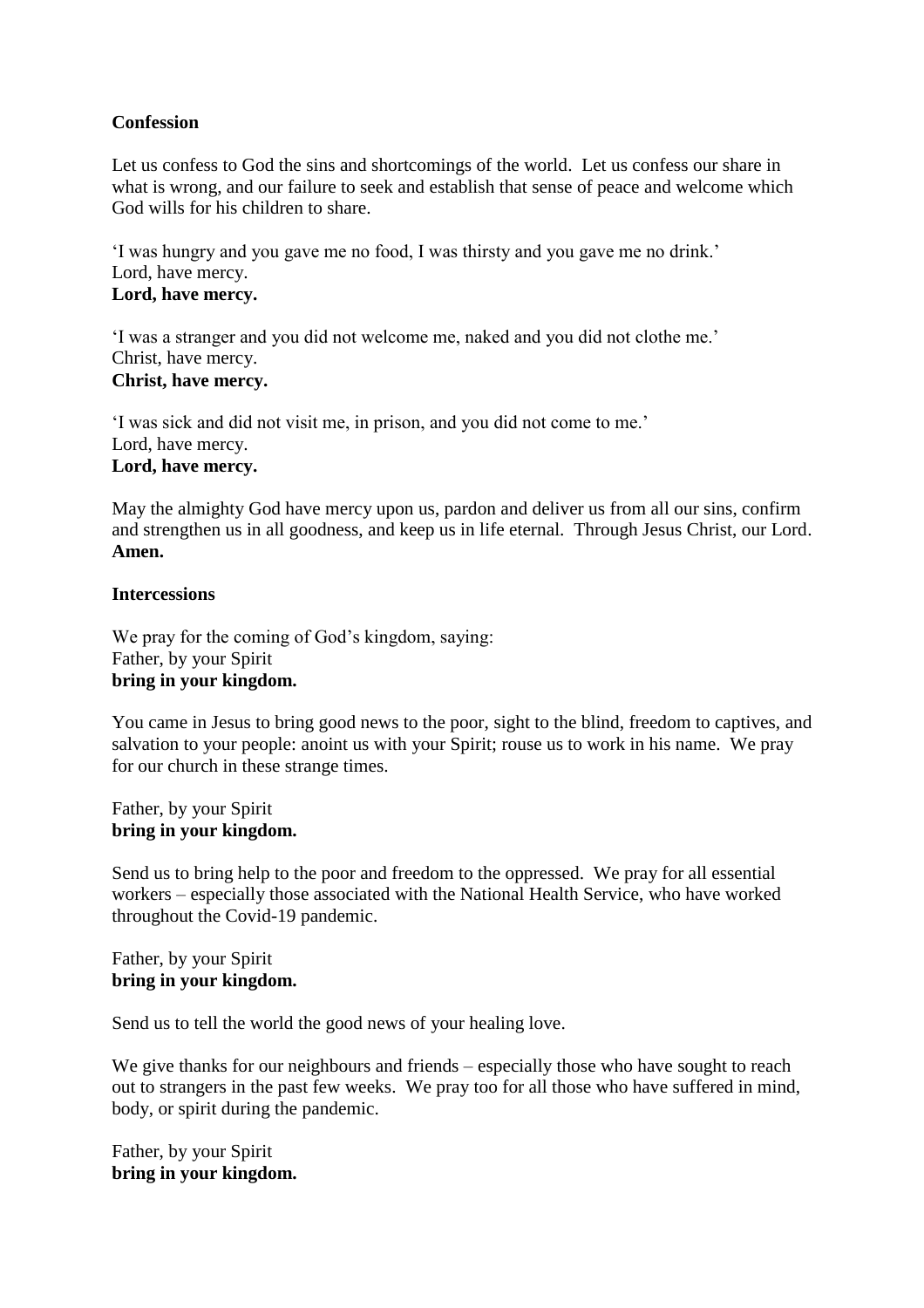**Confession**

Let us confess to God the sins and shortcomings of the world. Let us confess our share in what is wrong, and our failure to seek and establish that sense of peace and welcome which God wills for his children to share.

'I was hungry and you gave me no food, I was thirsty and you gave me no drink.'
Lord, have mercy.
**Lord, have mercy.**

'I was a stranger and you did not welcome me, naked and you did not clothe me.'
Christ, have mercy.
**Christ, have mercy.**

'I was sick and did not visit me, in prison, and you did not come to me.'
Lord, have mercy.
**Lord, have mercy.**

May the almighty God have mercy upon us, pardon and deliver us from all our sins, confirm and strengthen us in all goodness, and keep us in life eternal. Through Jesus Christ, our Lord.
**Amen.**

**Intercessions**

We pray for the coming of God's kingdom, saying:
Father, by your Spirit
**bring in your kingdom.**

You came in Jesus to bring good news to the poor, sight to the blind, freedom to captives, and salvation to your people: anoint us with your Spirit; rouse us to work in his name. We pray for our church in these strange times.

Father, by your Spirit
**bring in your kingdom.**

Send us to bring help to the poor and freedom to the oppressed. We pray for all essential workers – especially those associated with the National Health Service, who have worked throughout the Covid-19 pandemic.

Father, by your Spirit
**bring in your kingdom.**

Send us to tell the world the good news of your healing love.

We give thanks for our neighbours and friends – especially those who have sought to reach out to strangers in the past few weeks. We pray too for all those who have suffered in mind, body, or spirit during the pandemic.

Father, by your Spirit
**bring in your kingdom.**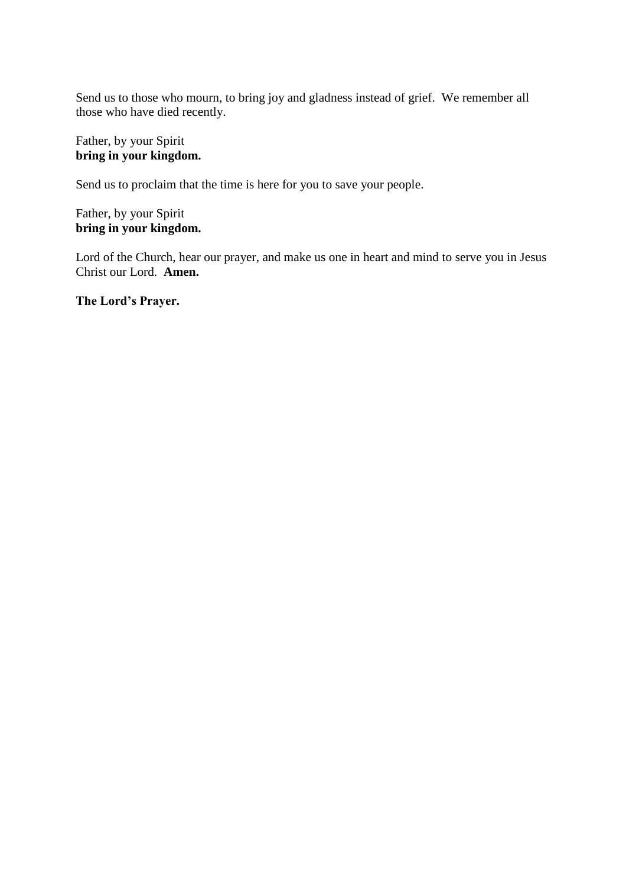Send us to those who mourn, to bring joy and gladness instead of grief.  We remember all those who have died recently.

Father, by your Spirit
**bring in your kingdom.**

Send us to proclaim that the time is here for you to save your people.

Father, by your Spirit
**bring in your kingdom.**

Lord of the Church, hear our prayer, and make us one in heart and mind to serve you in Jesus Christ our Lord.  **Amen.**

**The Lord's Prayer.**